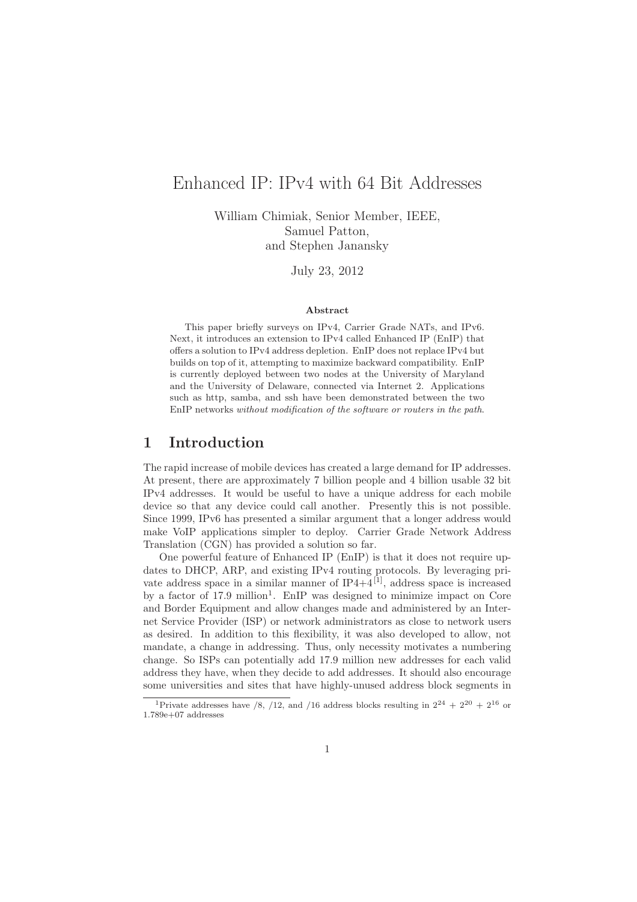# Enhanced IP: IPv4 with 64 Bit Addresses

William Chimiak, Senior Member, IEEE,
Samuel Patton,
and Stephen Janansky

July 23, 2012

### Abstract

This paper briefly surveys on IPv4, Carrier Grade NATs, and IPv6. Next, it introduces an extension to IPv4 called Enhanced IP (EnIP) that offers a solution to IPv4 address depletion. EnIP does not replace IPv4 but builds on top of it, attempting to maximize backward compatibility. EnIP is currently deployed between two nodes at the University of Maryland and the University of Delaware, connected via Internet 2. Applications such as http, samba, and ssh have been demonstrated between the two EnIP networks *without modification of the software or routers in the path*.

## 1 Introduction

The rapid increase of mobile devices has created a large demand for IP addresses. At present, there are approximately 7 billion people and 4 billion usable 32 bit IPv4 addresses. It would be useful to have a unique address for each mobile device so that any device could call another. Presently this is not possible. Since 1999, IPv6 has presented a similar argument that a longer address would make VoIP applications simpler to deploy. Carrier Grade Network Address Translation (CGN) has provided a solution so far.

One powerful feature of Enhanced IP (EnIP) is that it does not require updates to DHCP, ARP, and existing IPv4 routing protocols. By leveraging private address space in a similar manner of IP4+4[1], address space is increased by a factor of 17.9 million[1]. EnIP was designed to minimize impact on Core and Border Equipment and allow changes made and administered by an Internet Service Provider (ISP) or network administrators as close to network users as desired. In addition to this flexibility, it was also developed to allow, not mandate, a change in addressing. Thus, only necessity motivates a numbering change. So ISPs can potentially add 17.9 million new addresses for each valid address they have, when they decide to add addresses. It should also encourage some universities and sites that have highly-unused address block segments in

[1] Private addresses have /8, /12, and /16 address blocks resulting in $2^{24} + 2^{20} + 2^{16}$ or 1.789e+07 addresses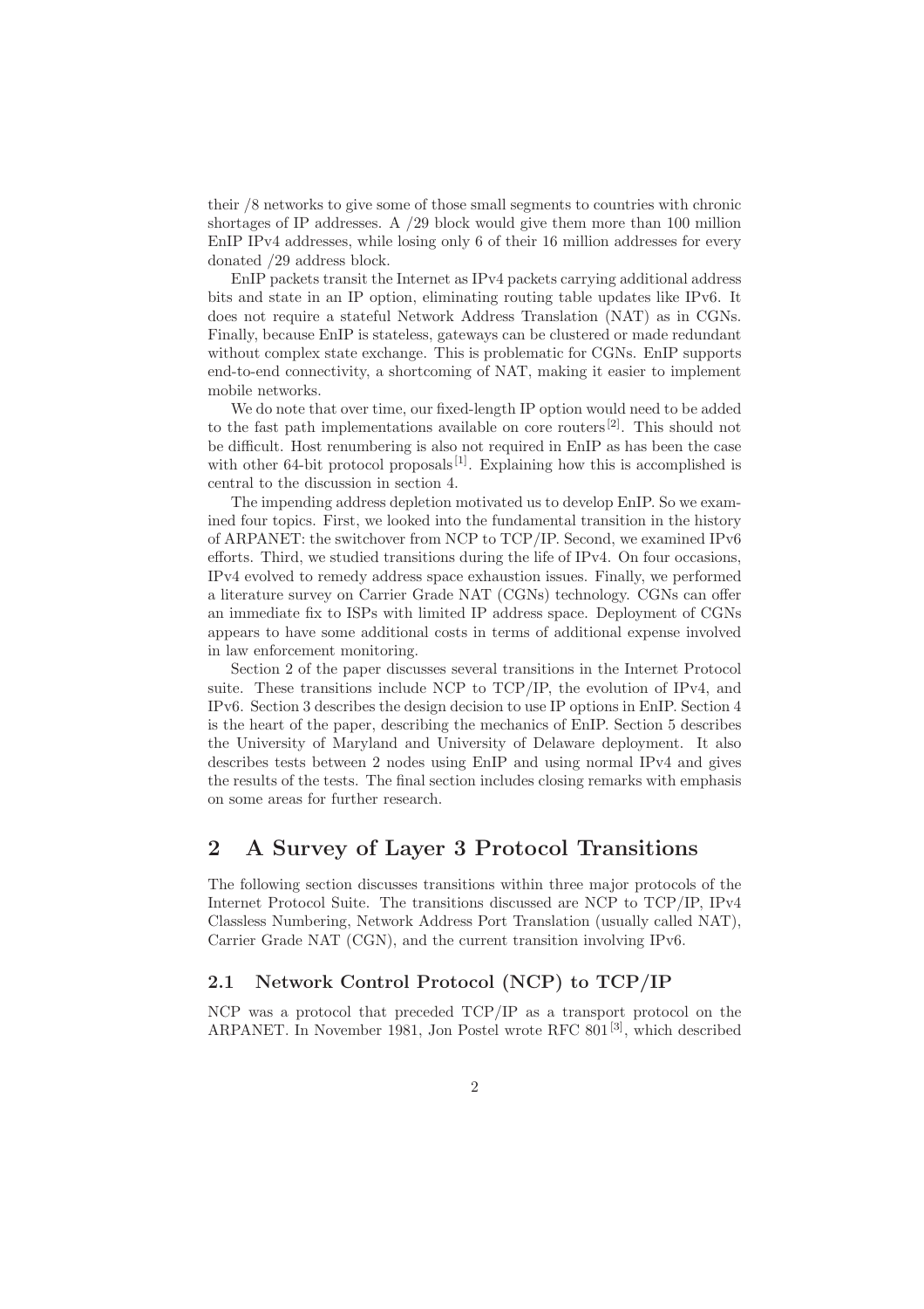their /8 networks to give some of those small segments to countries with chronic shortages of IP addresses. A /29 block would give them more than 100 million EnIP IPv4 addresses, while losing only 6 of their 16 million addresses for every donated /29 address block.

EnIP packets transit the Internet as IPv4 packets carrying additional address bits and state in an IP option, eliminating routing table updates like IPv6. It does not require a stateful Network Address Translation (NAT) as in CGNs. Finally, because EnIP is stateless, gateways can be clustered or made redundant without complex state exchange. This is problematic for CGNs. EnIP supports end-to-end connectivity, a shortcoming of NAT, making it easier to implement mobile networks.

We do note that over time, our fixed-length IP option would need to be added to the fast path implementations available on core routers[2]. This should not be difficult. Host renumbering is also not required in EnIP as has been the case with other 64-bit protocol proposals[1]. Explaining how this is accomplished is central to the discussion in section 4.

The impending address depletion motivated us to develop EnIP. So we examined four topics. First, we looked into the fundamental transition in the history of ARPANET: the switchover from NCP to TCP/IP. Second, we examined IPv6 efforts. Third, we studied transitions during the life of IPv4. On four occasions, IPv4 evolved to remedy address space exhaustion issues. Finally, we performed a literature survey on Carrier Grade NAT (CGNs) technology. CGNs can offer an immediate fix to ISPs with limited IP address space. Deployment of CGNs appears to have some additional costs in terms of additional expense involved in law enforcement monitoring.

Section 2 of the paper discusses several transitions in the Internet Protocol suite. These transitions include NCP to TCP/IP, the evolution of IPv4, and IPv6. Section 3 describes the design decision to use IP options in EnIP. Section 4 is the heart of the paper, describing the mechanics of EnIP. Section 5 describes the University of Maryland and University of Delaware deployment. It also describes tests between 2 nodes using EnIP and using normal IPv4 and gives the results of the tests. The final section includes closing remarks with emphasis on some areas for further research.

## 2 A Survey of Layer 3 Protocol Transitions

The following section discusses transitions within three major protocols of the Internet Protocol Suite. The transitions discussed are NCP to TCP/IP, IPv4 Classless Numbering, Network Address Port Translation (usually called NAT), Carrier Grade NAT (CGN), and the current transition involving IPv6.

### 2.1 Network Control Protocol (NCP) to TCP/IP

NCP was a protocol that preceded TCP/IP as a transport protocol on the ARPANET. In November 1981, Jon Postel wrote RFC 801[3], which described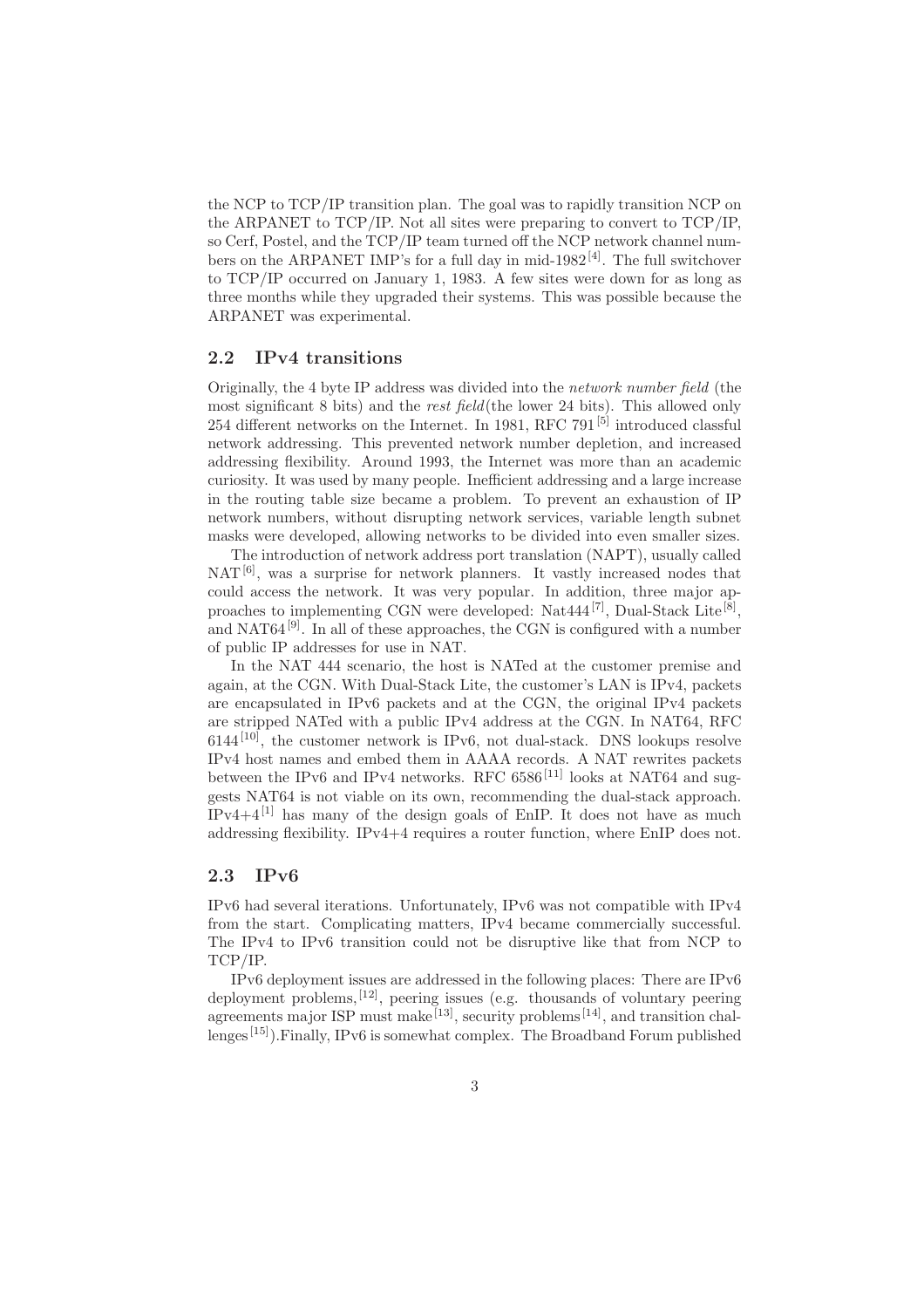the NCP to TCP/IP transition plan. The goal was to rapidly transition NCP on the ARPANET to TCP/IP. Not all sites were preparing to convert to TCP/IP, so Cerf, Postel, and the TCP/IP team turned off the NCP network channel numbers on the ARPANET IMP's for a full day in mid-1982[4]. The full switchover to TCP/IP occurred on January 1, 1983. A few sites were down for as long as three months while they upgraded their systems. This was possible because the ARPANET was experimental.

## 2.2 IPv4 transitions

Originally, the 4 byte IP address was divided into the *network number field* (the most significant 8 bits) and the *rest field*(the lower 24 bits). This allowed only 254 different networks on the Internet. In 1981, RFC 791[5] introduced classful network addressing. This prevented network number depletion, and increased addressing flexibility. Around 1993, the Internet was more than an academic curiosity. It was used by many people. Inefficient addressing and a large increase in the routing table size became a problem. To prevent an exhaustion of IP network numbers, without disrupting network services, variable length subnet masks were developed, allowing networks to be divided into even smaller sizes.

The introduction of network address port translation (NAPT), usually called NAT[6], was a surprise for network planners. It vastly increased nodes that could access the network. It was very popular. In addition, three major approaches to implementing CGN were developed: Nat444[7], Dual-Stack Lite[8], and NAT64[9]. In all of these approaches, the CGN is configured with a number of public IP addresses for use in NAT.

In the NAT 444 scenario, the host is NATed at the customer premise and again, at the CGN. With Dual-Stack Lite, the customer's LAN is IPv4, packets are encapsulated in IPv6 packets and at the CGN, the original IPv4 packets are stripped NATed with a public IPv4 address at the CGN. In NAT64, RFC 6144[10], the customer network is IPv6, not dual-stack. DNS lookups resolve IPv4 host names and embed them in AAAA records. A NAT rewrites packets between the IPv6 and IPv4 networks. RFC 6586[11] looks at NAT64 and suggests NAT64 is not viable on its own, recommending the dual-stack approach. IPv4+4[1] has many of the design goals of EnIP. It does not have as much addressing flexibility. IPv4+4 requires a router function, where EnIP does not.

## 2.3 IPv6

IPv6 had several iterations. Unfortunately, IPv6 was not compatible with IPv4 from the start. Complicating matters, IPv4 became commercially successful. The IPv4 to IPv6 transition could not be disruptive like that from NCP to TCP/IP.

IPv6 deployment issues are addressed in the following places: There are IPv6 deployment problems,[12], peering issues (e.g. thousands of voluntary peering agreements major ISP must make[13], security problems[14], and transition challenges[15]).Finally, IPv6 is somewhat complex. The Broadband Forum published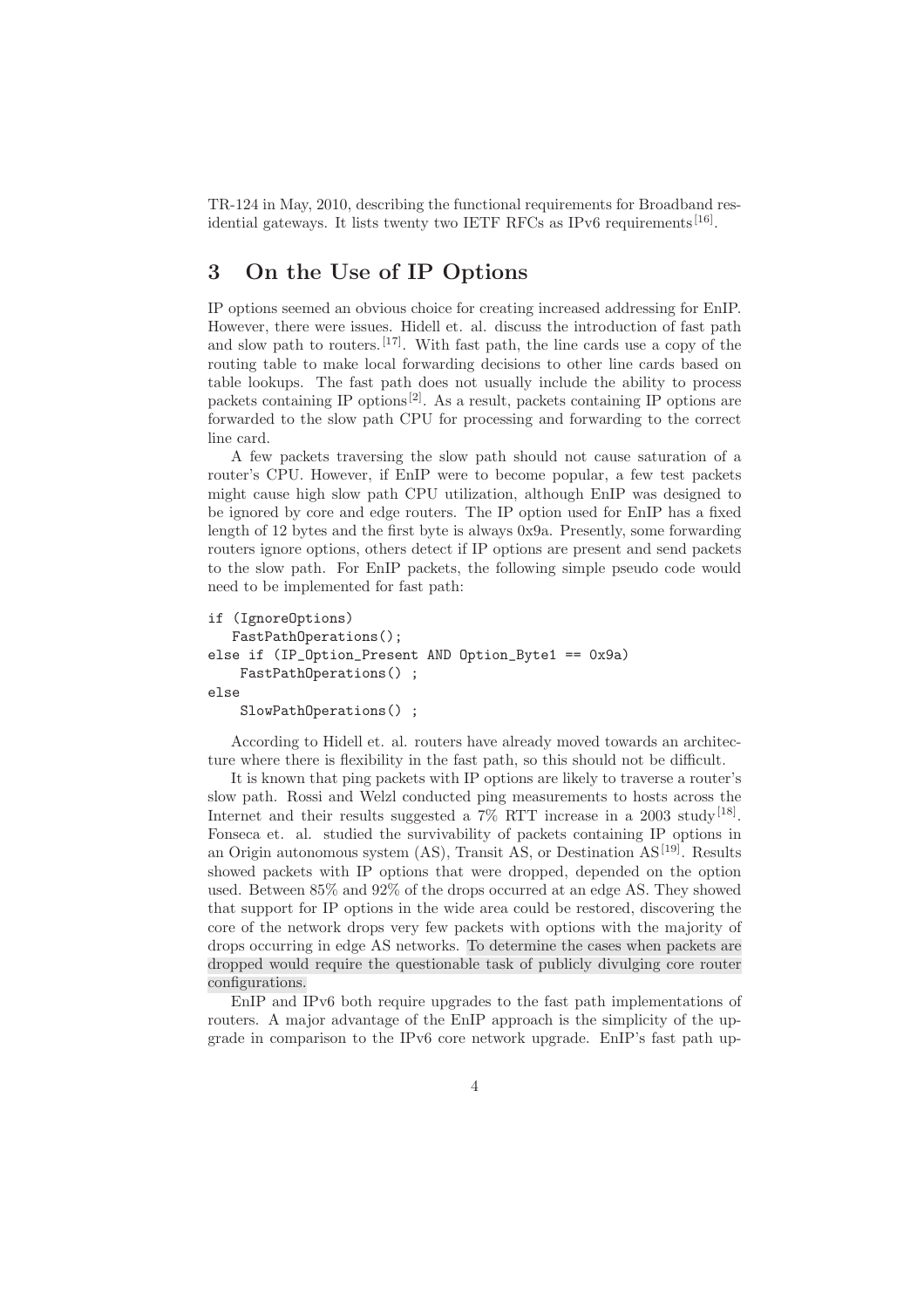TR-124 in May, 2010, describing the functional requirements for Broadband residential gateways. It lists twenty two IETF RFCs as IPv6 requirements[16].

## 3 On the Use of IP Options

IP options seemed an obvious choice for creating increased addressing for EnIP. However, there were issues. Hidell et. al. discuss the introduction of fast path and slow path to routers.[17]. With fast path, the line cards use a copy of the routing table to make local forwarding decisions to other line cards based on table lookups. The fast path does not usually include the ability to process packets containing IP options[2]. As a result, packets containing IP options are forwarded to the slow path CPU for processing and forwarding to the correct line card.

A few packets traversing the slow path should not cause saturation of a router's CPU. However, if EnIP were to become popular, a few test packets might cause high slow path CPU utilization, although EnIP was designed to be ignored by core and edge routers. The IP option used for EnIP has a fixed length of 12 bytes and the first byte is always 0x9a. Presently, some forwarding routers ignore options, others detect if IP options are present and send packets to the slow path. For EnIP packets, the following simple pseudo code would need to be implemented for fast path:

```
if (IgnoreOptions)
   FastPathOperations();
else if (IP_Option_Present AND Option_Byte1 == 0x9a)
    FastPathOperations() ;
else
    SlowPathOperations() ;
```

According to Hidell et. al. routers have already moved towards an architecture where there is flexibility in the fast path, so this should not be difficult.

It is known that ping packets with IP options are likely to traverse a router's slow path. Rossi and Welzl conducted ping measurements to hosts across the Internet and their results suggested a 7% RTT increase in a 2003 study[18]. Fonseca et. al. studied the survivability of packets containing IP options in an Origin autonomous system (AS), Transit AS, or Destination AS[19]. Results showed packets with IP options that were dropped, depended on the option used. Between 85% and 92% of the drops occurred at an edge AS. They showed that support for IP options in the wide area could be restored, discovering the core of the network drops very few packets with options with the majority of drops occurring in edge AS networks. To determine the cases when packets are dropped would require the questionable task of publicly divulging core router configurations.

EnIP and IPv6 both require upgrades to the fast path implementations of routers. A major advantage of the EnIP approach is the simplicity of the upgrade in comparison to the IPv6 core network upgrade. EnIP's fast path up-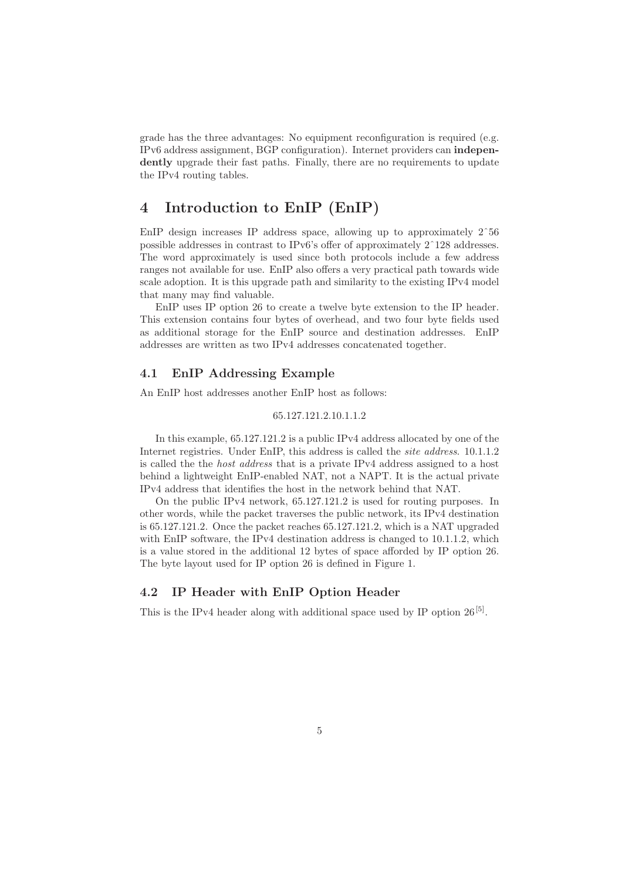grade has the three advantages: No equipment reconfiguration is required (e.g. IPv6 address assignment, BGP configuration). Internet providers can **independently** upgrade their fast paths. Finally, there are no requirements to update the IPv4 routing tables.

## 4 Introduction to EnIP (EnIP)

EnIP design increases IP address space, allowing up to approximately 2ˆ56 possible addresses in contrast to IPv6's offer of approximately 2ˆ128 addresses. The word approximately is used since both protocols include a few address ranges not available for use. EnIP also offers a very practical path towards wide scale adoption. It is this upgrade path and similarity to the existing IPv4 model that many may find valuable.

EnIP uses IP option 26 to create a twelve byte extension to the IP header. This extension contains four bytes of overhead, and two four byte fields used as additional storage for the EnIP source and destination addresses. EnIP addresses are written as two IPv4 addresses concatenated together.

### 4.1 EnIP Addressing Example

An EnIP host addresses another EnIP host as follows:

65.127.121.2.10.1.1.2

In this example, 65.127.121.2 is a public IPv4 address allocated by one of the Internet registries. Under EnIP, this address is called the *site address*. 10.1.1.2 is called the the *host address* that is a private IPv4 address assigned to a host behind a lightweight EnIP-enabled NAT, not a NAPT. It is the actual private IPv4 address that identifies the host in the network behind that NAT.

On the public IPv4 network, 65.127.121.2 is used for routing purposes. In other words, while the packet traverses the public network, its IPv4 destination is 65.127.121.2. Once the packet reaches 65.127.121.2, which is a NAT upgraded with EnIP software, the IPv4 destination address is changed to 10.1.1.2, which is a value stored in the additional 12 bytes of space afforded by IP option 26. The byte layout used for IP option 26 is defined in Figure 1.

### 4.2 IP Header with EnIP Option Header

This is the IPv4 header along with additional space used by IP option 26[5].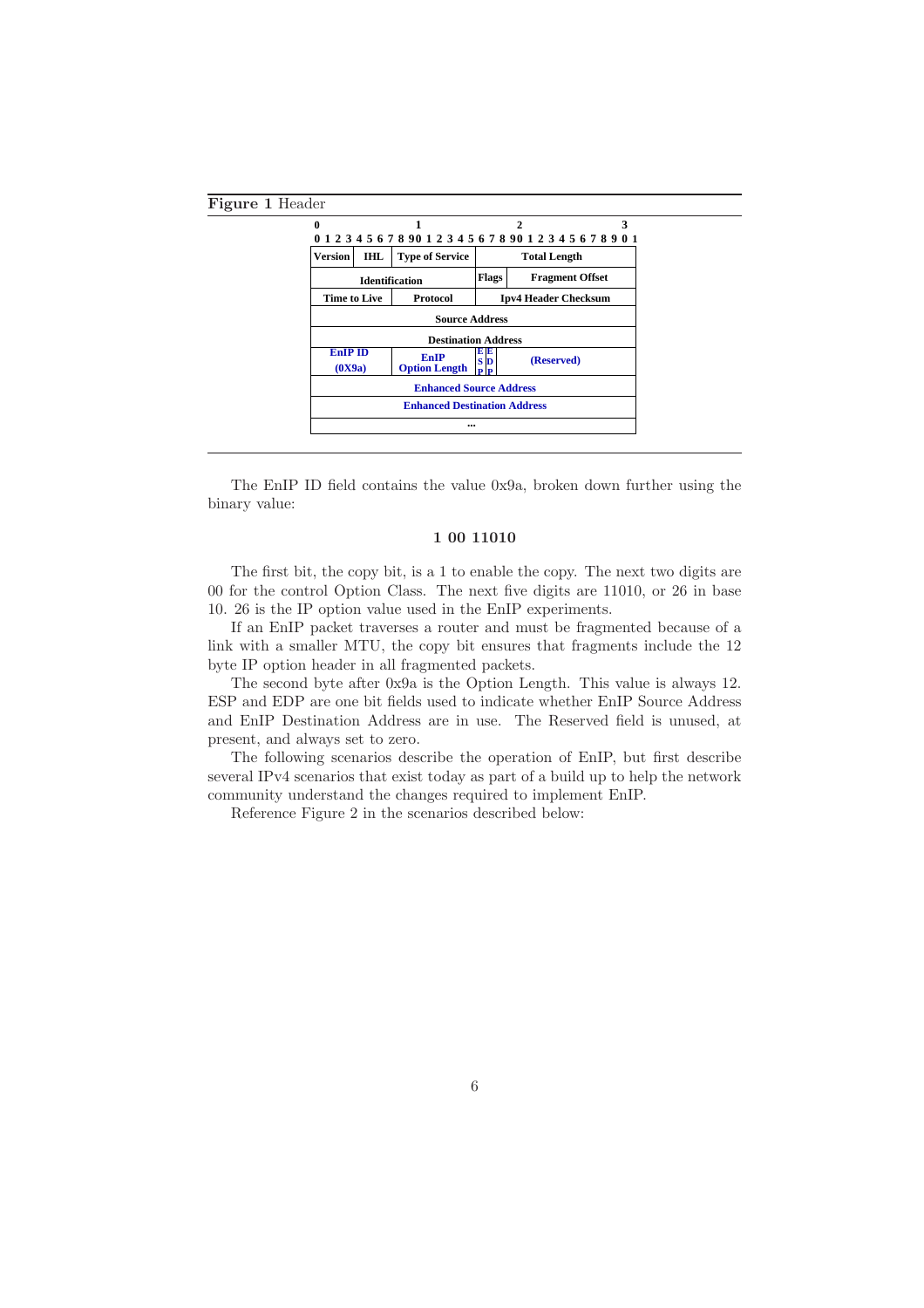**Figure 1** Header

| 0–3 | 4–7 | 8–15 | 16 | 17 | 18–31 |
|---|---|---|---|---|---|
| Version | IHL | Type of Service | Total Length | | |
| Identification | | | Flags | | Fragment Offset |
| Time to Live | | Protocol | Ipv4 Header Checksum | | |
| Source Address | | | | | |
| Destination Address | | | | | |
| EnIP ID (0X9a) | | EnIP Option Length | ESP | EDP | (Reserved) |
| Enhanced Source Address | | | | | |
| Enhanced Destination Address | | | | | |
| ... | | | | | |

The EnIP ID field contains the value 0x9a, broken down further using the binary value:

**1 00 11010**

The first bit, the copy bit, is a 1 to enable the copy. The next two digits are 00 for the control Option Class. The next five digits are 11010, or 26 in base 10. 26 is the IP option value used in the EnIP experiments.

If an EnIP packet traverses a router and must be fragmented because of a link with a smaller MTU, the copy bit ensures that fragments include the 12 byte IP option header in all fragmented packets.

The second byte after 0x9a is the Option Length. This value is always 12. ESP and EDP are one bit fields used to indicate whether EnIP Source Address and EnIP Destination Address are in use. The Reserved field is unused, at present, and always set to zero.

The following scenarios describe the operation of EnIP, but first describe several IPv4 scenarios that exist today as part of a build up to help the network community understand the changes required to implement EnIP.

Reference Figure 2 in the scenarios described below: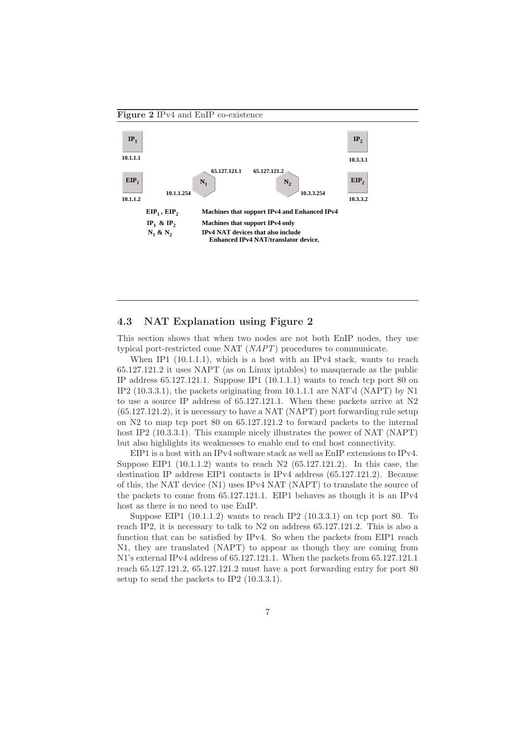**Figure 2** IPv4 and EnIP co-existence

| | |
|---|---|
| $EIP_1$, $EIP_2$ | Machines that support IPv4 and Enhanced IPv4 |
| $IP_1$ & $IP_2$ | Machines that support IPv4 only |
| $N_1$ & $N_2$ | IPv4 NAT devices that also include Enhanced IPv4 NAT/translator device. |

## 4.3 NAT Explanation using Figure 2

This section shows that when two nodes are not both EnIP nodes, they use typical port-restricted cone NAT (*NAPT*) procedures to communicate.

When IP1 (10.1.1.1), which is a host with an IPv4 stack, wants to reach 65.127.121.2 it uses NAPT (as on Linux iptables) to masquerade as the public IP address 65.127.121.1. Suppose IP1 (10.1.1.1) wants to reach tcp port 80 on IP2 (10.3.3.1), the packets originating from 10.1.1.1 are NAT'd (NAPT) by N1 to use a source IP address of 65.127.121.1. When these packets arrive at N2 (65.127.121.2), it is necessary to have a NAT (NAPT) port forwarding rule setup on N2 to map tcp port 80 on 65.127.121.2 to forward packets to the internal host IP2 (10.3.3.1). This example nicely illustrates the power of NAT (NAPT) but also highlights its weaknesses to enable end to end host connectivity.

EIP1 is a host with an IPv4 software stack as well as EnIP extensions to IPv4. Suppose EIP1 (10.1.1.2) wants to reach N2 (65.127.121.2). In this case, the destination IP address EIP1 contacts is IPv4 address (65.127.121.2). Because of this, the NAT device (N1) uses IPv4 NAT (NAPT) to translate the source of the packets to come from 65.127.121.1. EIP1 behaves as though it is an IPv4 host as there is no need to use EnIP.

Suppose EIP1 (10.1.1.2) wants to reach IP2 (10.3.3.1) on tcp port 80. To reach IP2, it is necessary to talk to N2 on address 65.127.121.2. This is also a function that can be satisfied by IPv4. So when the packets from EIP1 reach N1, they are translated (NAPT) to appear as though they are coming from N1's external IPv4 address of 65.127.121.1. When the packets from 65.127.121.1 reach 65.127.121.2, 65.127.121.2 must have a port forwarding entry for port 80 setup to send the packets to IP2 (10.3.3.1).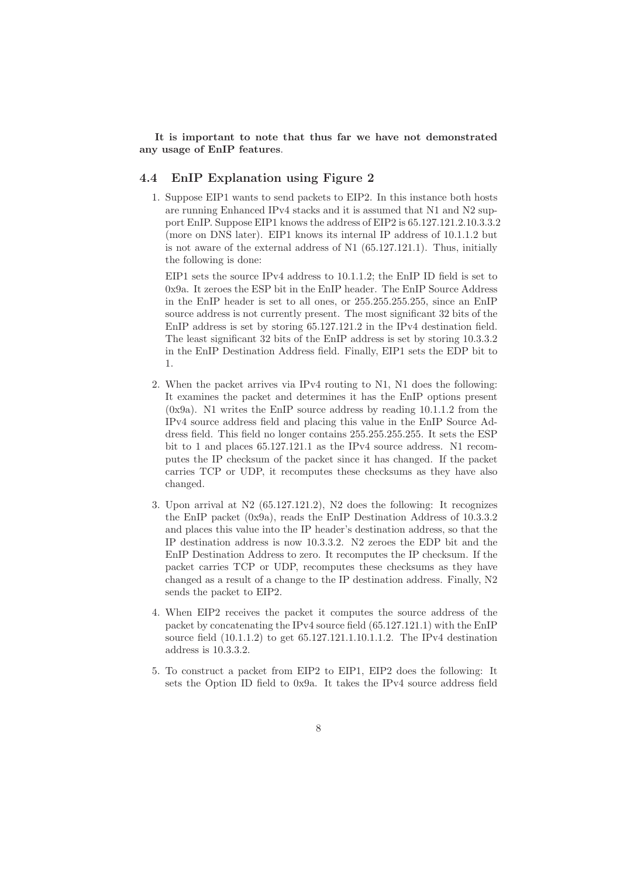**It is important to note that thus far we have not demonstrated any usage of EnIP features**.

### 4.4 EnIP Explanation using Figure 2

1. Suppose EIP1 wants to send packets to EIP2. In this instance both hosts are running Enhanced IPv4 stacks and it is assumed that N1 and N2 support EnIP. Suppose EIP1 knows the address of EIP2 is 65.127.121.2.10.3.3.2 (more on DNS later). EIP1 knows its internal IP address of 10.1.1.2 but is not aware of the external address of N1 (65.127.121.1). Thus, initially the following is done:

   EIP1 sets the source IPv4 address to 10.1.1.2; the EnIP ID field is set to 0x9a. It zeroes the ESP bit in the EnIP header. The EnIP Source Address in the EnIP header is set to all ones, or 255.255.255.255, since an EnIP source address is not currently present. The most significant 32 bits of the EnIP address is set by storing 65.127.121.2 in the IPv4 destination field. The least significant 32 bits of the EnIP address is set by storing 10.3.3.2 in the EnIP Destination Address field. Finally, EIP1 sets the EDP bit to 1.

2. When the packet arrives via IPv4 routing to N1, N1 does the following: It examines the packet and determines it has the EnIP options present (0x9a). N1 writes the EnIP source address by reading 10.1.1.2 from the IPv4 source address field and placing this value in the EnIP Source Address field. This field no longer contains 255.255.255.255. It sets the ESP bit to 1 and places 65.127.121.1 as the IPv4 source address. N1 recomputes the IP checksum of the packet since it has changed. If the packet carries TCP or UDP, it recomputes these checksums as they have also changed.

3. Upon arrival at N2 (65.127.121.2), N2 does the following: It recognizes the EnIP packet (0x9a), reads the EnIP Destination Address of 10.3.3.2 and places this value into the IP header's destination address, so that the IP destination address is now 10.3.3.2. N2 zeroes the EDP bit and the EnIP Destination Address to zero. It recomputes the IP checksum. If the packet carries TCP or UDP, recomputes these checksums as they have changed as a result of a change to the IP destination address. Finally, N2 sends the packet to EIP2.

4. When EIP2 receives the packet it computes the source address of the packet by concatenating the IPv4 source field (65.127.121.1) with the EnIP source field (10.1.1.2) to get 65.127.121.1.10.1.1.2. The IPv4 destination address is 10.3.3.2.

5. To construct a packet from EIP2 to EIP1, EIP2 does the following: It sets the Option ID field to 0x9a. It takes the IPv4 source address field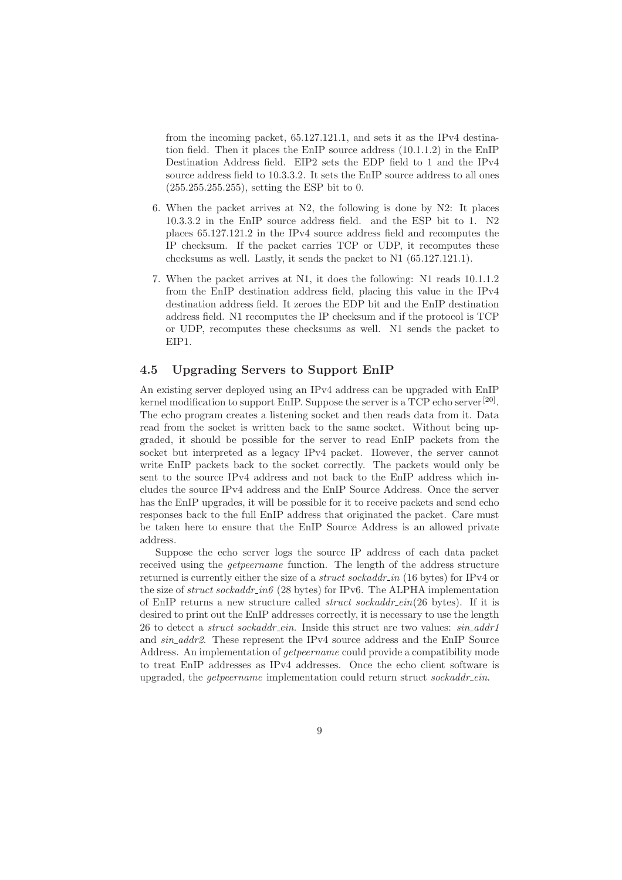from the incoming packet, 65.127.121.1, and sets it as the IPv4 destination field. Then it places the EnIP source address (10.1.1.2) in the EnIP Destination Address field. EIP2 sets the EDP field to 1 and the IPv4 source address field to 10.3.3.2. It sets the EnIP source address to all ones (255.255.255.255), setting the ESP bit to 0.

6. When the packet arrives at N2, the following is done by N2: It places 10.3.3.2 in the EnIP source address field. and the ESP bit to 1. N2 places 65.127.121.2 in the IPv4 source address field and recomputes the IP checksum. If the packet carries TCP or UDP, it recomputes these checksums as well. Lastly, it sends the packet to N1 (65.127.121.1).

7. When the packet arrives at N1, it does the following: N1 reads 10.1.1.2 from the EnIP destination address field, placing this value in the IPv4 destination address field. It zeroes the EDP bit and the EnIP destination address field. N1 recomputes the IP checksum and if the protocol is TCP or UDP, recomputes these checksums as well. N1 sends the packet to EIP1.

### 4.5 Upgrading Servers to Support EnIP

An existing server deployed using an IPv4 address can be upgraded with EnIP kernel modification to support EnIP. Suppose the server is a TCP echo server [20]. The echo program creates a listening socket and then reads data from it. Data read from the socket is written back to the same socket. Without being upgraded, it should be possible for the server to read EnIP packets from the socket but interpreted as a legacy IPv4 packet. However, the server cannot write EnIP packets back to the socket correctly. The packets would only be sent to the source IPv4 address and not back to the EnIP address which includes the source IPv4 address and the EnIP Source Address. Once the server has the EnIP upgrades, it will be possible for it to receive packets and send echo responses back to the full EnIP address that originated the packet. Care must be taken here to ensure that the EnIP Source Address is an allowed private address.

Suppose the echo server logs the source IP address of each data packet received using the *getpeername* function. The length of the address structure returned is currently either the size of a *struct sockaddr_in* (16 bytes) for IPv4 or the size of *struct sockaddr_in6* (28 bytes) for IPv6. The ALPHA implementation of EnIP returns a new structure called *struct sockaddr_ein*(26 bytes). If it is desired to print out the EnIP addresses correctly, it is necessary to use the length 26 to detect a *struct sockaddr_ein*. Inside this struct are two values: *sin_addr1* and *sin_addr2*. These represent the IPv4 source address and the EnIP Source Address. An implementation of *getpeername* could provide a compatibility mode to treat EnIP addresses as IPv4 addresses. Once the echo client software is upgraded, the *getpeername* implementation could return struct *sockaddr_ein*.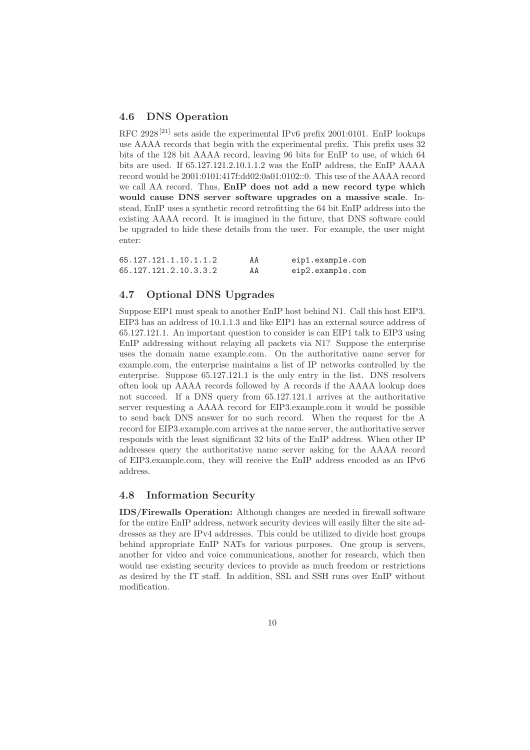## 4.6 DNS Operation

RFC 2928 [21] sets aside the experimental IPv6 prefix 2001:0101. EnIP lookups use AAAA records that begin with the experimental prefix. This prefix uses 32 bits of the 128 bit AAAA record, leaving 96 bits for EnIP to use, of which 64 bits are used. If 65.127.121.2.10.1.1.2 was the EnIP address, the EnIP AAAA record would be 2001:0101:417f:dd02:0a01:0102::0. This use of the AAAA record we call AA record. Thus, **EnIP does not add a new record type which would cause DNS server software upgrades on a massive scale**. Instead, EnIP uses a synthetic record retrofitting the 64 bit EnIP address into the existing AAAA record. It is imagined in the future, that DNS software could be upgraded to hide these details from the user. For example, the user might enter:

```
65.127.121.1.10.1.1.2       AA       eip1.example.com
65.127.121.2.10.3.3.2       AA       eip2.example.com
```

## 4.7 Optional DNS Upgrades

Suppose EIP1 must speak to another EnIP host behind N1. Call this host EIP3. EIP3 has an address of 10.1.1.3 and like EIP1 has an external source address of 65.127.121.1. An important question to consider is can EIP1 talk to EIP3 using EnIP addressing without relaying all packets via N1? Suppose the enterprise uses the domain name example.com. On the authoritative name server for example.com, the enterprise maintains a list of IP networks controlled by the enterprise. Suppose 65.127.121.1 is the only entry in the list. DNS resolvers often look up AAAA records followed by A records if the AAAA lookup does not succeed. If a DNS query from 65.127.121.1 arrives at the authoritative server requesting a AAAA record for EIP3.example.com it would be possible to send back DNS answer for no such record. When the request for the A record for EIP3.example.com arrives at the name server, the authoritative server responds with the least significant 32 bits of the EnIP address. When other IP addresses query the authoritative name server asking for the AAAA record of EIP3.example.com, they will receive the EnIP address encoded as an IPv6 address.

## 4.8 Information Security

**IDS/Firewalls Operation:** Although changes are needed in firewall software for the entire EnIP address, network security devices will easily filter the site addresses as they are IPv4 addresses. This could be utilized to divide host groups behind appropriate EnIP NATs for various purposes. One group is servers, another for video and voice communications, another for research, which then would use existing security devices to provide as much freedom or restrictions as desired by the IT staff. In addition, SSL and SSH runs over EnIP without modification.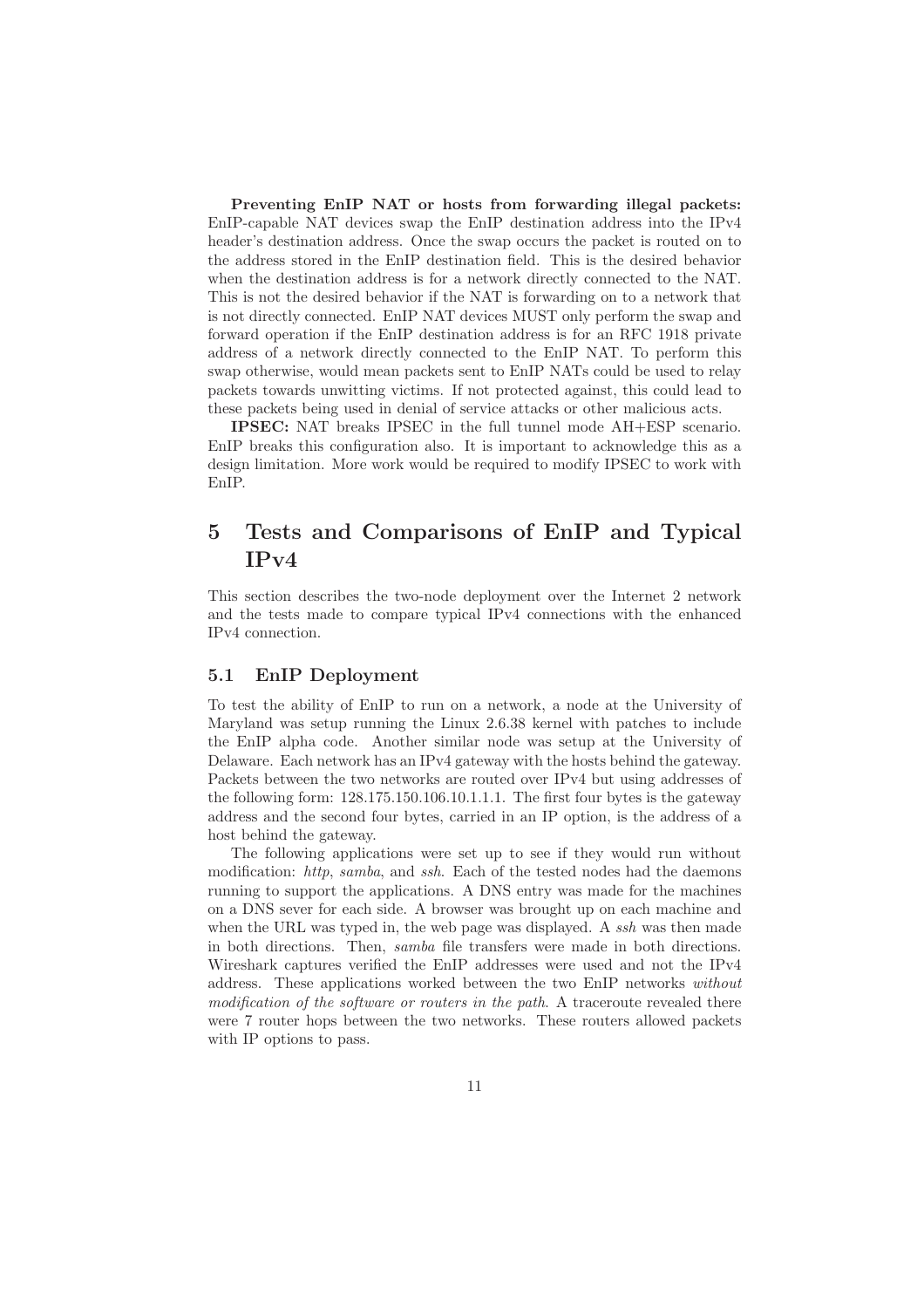**Preventing EnIP NAT or hosts from forwarding illegal packets:** EnIP-capable NAT devices swap the EnIP destination address into the IPv4 header's destination address. Once the swap occurs the packet is routed on to the address stored in the EnIP destination field. This is the desired behavior when the destination address is for a network directly connected to the NAT. This is not the desired behavior if the NAT is forwarding on to a network that is not directly connected. EnIP NAT devices MUST only perform the swap and forward operation if the EnIP destination address is for an RFC 1918 private address of a network directly connected to the EnIP NAT. To perform this swap otherwise, would mean packets sent to EnIP NATs could be used to relay packets towards unwitting victims. If not protected against, this could lead to these packets being used in denial of service attacks or other malicious acts.

**IPSEC:** NAT breaks IPSEC in the full tunnel mode AH+ESP scenario. EnIP breaks this configuration also. It is important to acknowledge this as a design limitation. More work would be required to modify IPSEC to work with EnIP.

# 5 Tests and Comparisons of EnIP and Typical IPv4

This section describes the two-node deployment over the Internet 2 network and the tests made to compare typical IPv4 connections with the enhanced IPv4 connection.

## 5.1 EnIP Deployment

To test the ability of EnIP to run on a network, a node at the University of Maryland was setup running the Linux 2.6.38 kernel with patches to include the EnIP alpha code. Another similar node was setup at the University of Delaware. Each network has an IPv4 gateway with the hosts behind the gateway. Packets between the two networks are routed over IPv4 but using addresses of the following form: 128.175.150.106.10.1.1.1. The first four bytes is the gateway address and the second four bytes, carried in an IP option, is the address of a host behind the gateway.

The following applications were set up to see if they would run without modification: *http*, *samba*, and *ssh*. Each of the tested nodes had the daemons running to support the applications. A DNS entry was made for the machines on a DNS sever for each side. A browser was brought up on each machine and when the URL was typed in, the web page was displayed. A *ssh* was then made in both directions. Then, *samba* file transfers were made in both directions. Wireshark captures verified the EnIP addresses were used and not the IPv4 address. These applications worked between the two EnIP networks *without modification of the software or routers in the path*. A traceroute revealed there were 7 router hops between the two networks. These routers allowed packets with IP options to pass.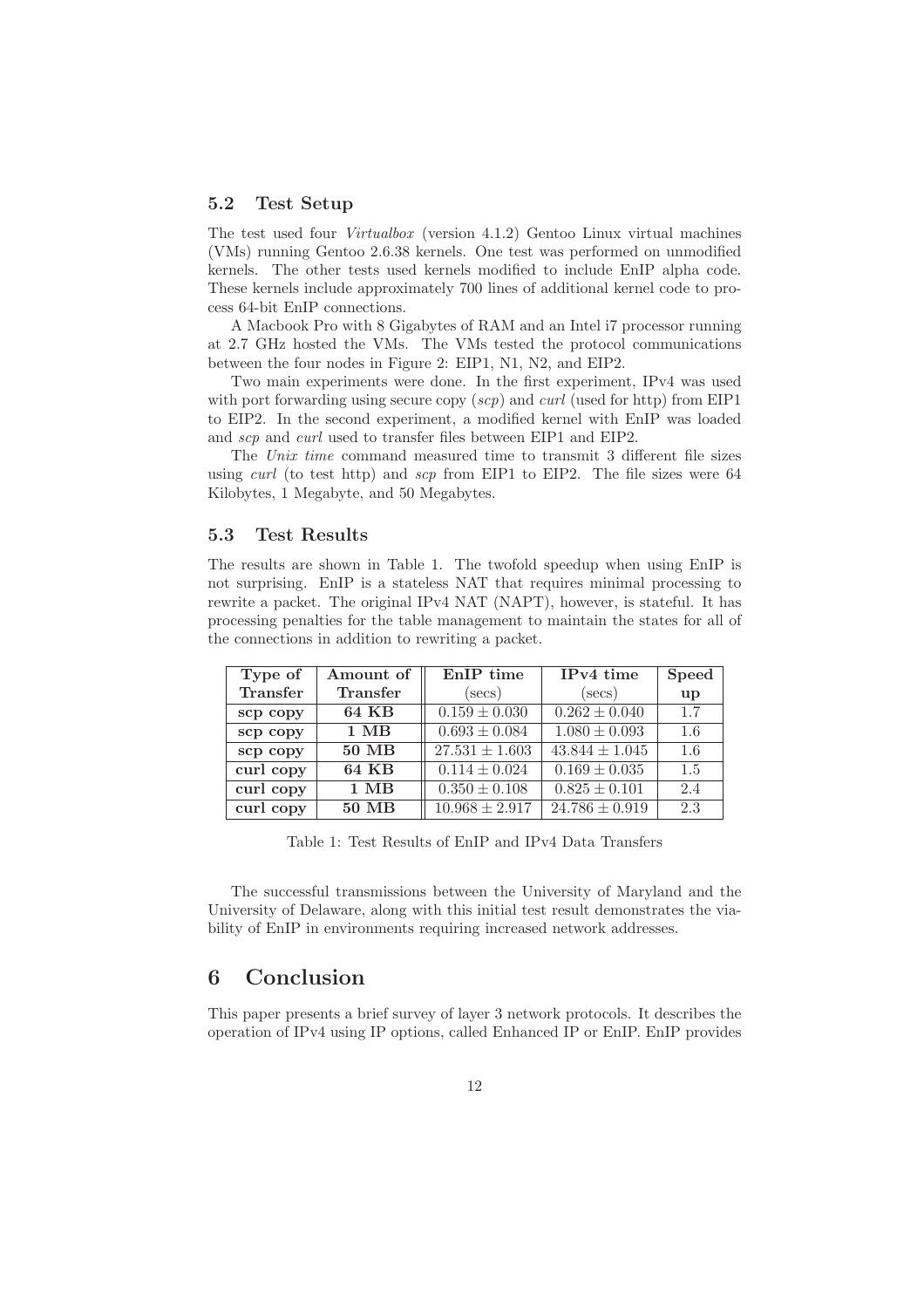### 5.2 Test Setup

The test used four *Virtualbox* (version 4.1.2) Gentoo Linux virtual machines (VMs) running Gentoo 2.6.38 kernels. One test was performed on unmodified kernels. The other tests used kernels modified to include EnIP alpha code. These kernels include approximately 700 lines of additional kernel code to process 64-bit EnIP connections.

A Macbook Pro with 8 Gigabytes of RAM and an Intel i7 processor running at 2.7 GHz hosted the VMs. The VMs tested the protocol communications between the four nodes in Figure 2: EIP1, N1, N2, and EIP2.

Two main experiments were done. In the first experiment, IPv4 was used with port forwarding using secure copy (*scp*) and *curl* (used for http) from EIP1 to EIP2. In the second experiment, a modified kernel with EnIP was loaded and *scp* and *curl* used to transfer files between EIP1 and EIP2.

The *Unix time* command measured time to transmit 3 different file sizes using *curl* (to test http) and *scp* from EIP1 to EIP2. The file sizes were 64 Kilobytes, 1 Megabyte, and 50 Megabytes.

### 5.3 Test Results

The results are shown in Table 1. The twofold speedup when using EnIP is not surprising. EnIP is a stateless NAT that requires minimal processing to rewrite a packet. The original IPv4 NAT (NAPT), however, is stateful. It has processing penalties for the table management to maintain the states for all of the connections in addition to rewriting a packet.

| Type of Transfer | Amount of Transfer | EnIP time (secs) | IPv4 time (secs) | Speed up |
|---|---|---|---|---|
| **scp copy** | **64 KB** | $0.159 \pm 0.030$ | $0.262 \pm 0.040$ | 1.7 |
| **scp copy** | **1 MB** | $0.693 \pm 0.084$ | $1.080 \pm 0.093$ | 1.6 |
| **scp copy** | **50 MB** | $27.531 \pm 1.603$ | $43.844 \pm 1.045$ | 1.6 |
| **curl copy** | **64 KB** | $0.114 \pm 0.024$ | $0.169 \pm 0.035$ | 1.5 |
| **curl copy** | **1 MB** | $0.350 \pm 0.108$ | $0.825 \pm 0.101$ | 2.4 |
| **curl copy** | **50 MB** | $10.968 \pm 2.917$ | $24.786 \pm 0.919$ | 2.3 |

Table 1: Test Results of EnIP and IPv4 Data Transfers

The successful transmissions between the University of Maryland and the University of Delaware, along with this initial test result demonstrates the viability of EnIP in environments requiring increased network addresses.

# 6 Conclusion

This paper presents a brief survey of layer 3 network protocols. It describes the operation of IPv4 using IP options, called Enhanced IP or EnIP. EnIP provides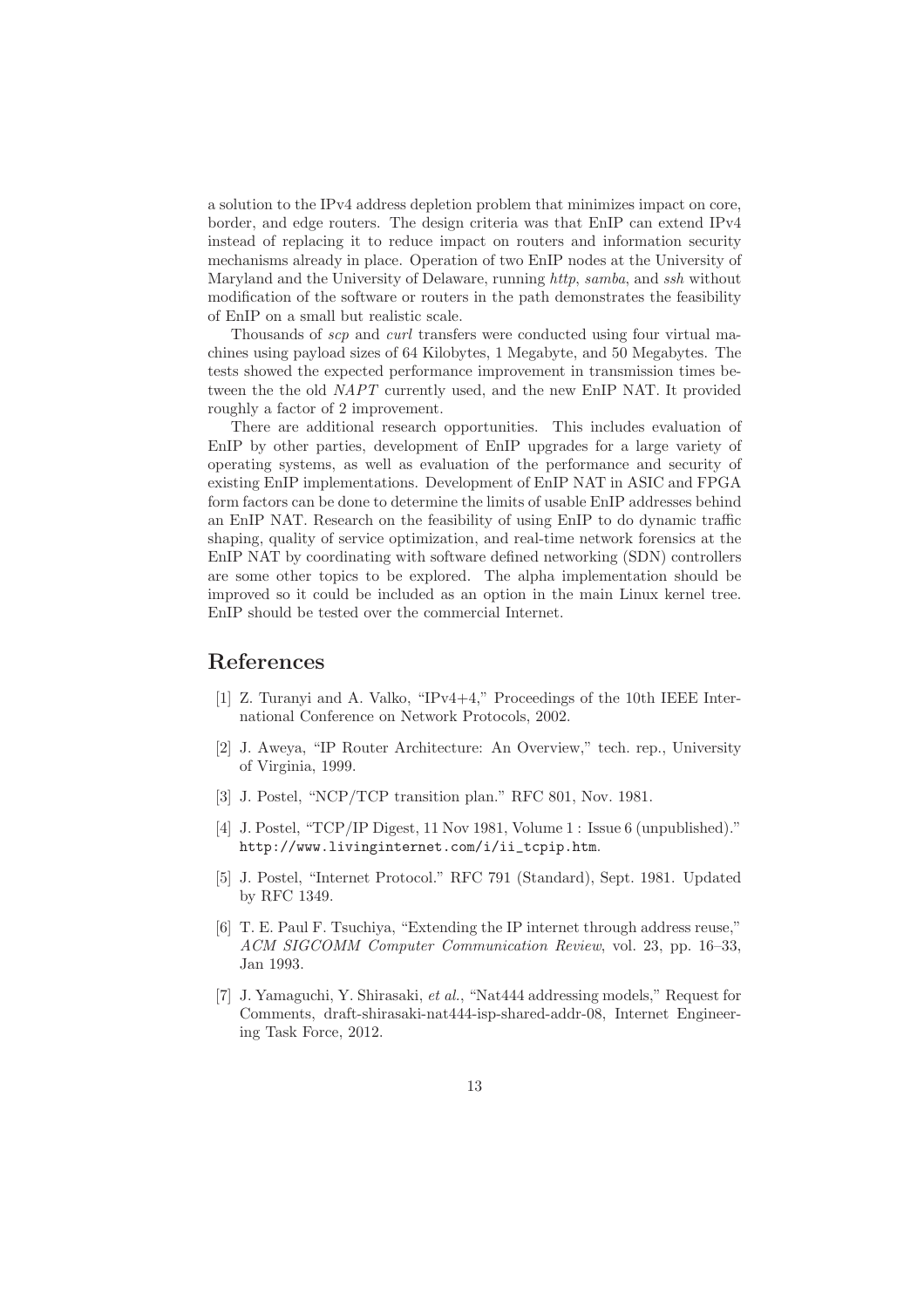a solution to the IPv4 address depletion problem that minimizes impact on core, border, and edge routers. The design criteria was that EnIP can extend IPv4 instead of replacing it to reduce impact on routers and information security mechanisms already in place. Operation of two EnIP nodes at the University of Maryland and the University of Delaware, running *http*, *samba*, and *ssh* without modification of the software or routers in the path demonstrates the feasibility of EnIP on a small but realistic scale.

Thousands of *scp* and *curl* transfers were conducted using four virtual machines using payload sizes of 64 Kilobytes, 1 Megabyte, and 50 Megabytes. The tests showed the expected performance improvement in transmission times between the the old *NAPT* currently used, and the new EnIP NAT. It provided roughly a factor of 2 improvement.

There are additional research opportunities. This includes evaluation of EnIP by other parties, development of EnIP upgrades for a large variety of operating systems, as well as evaluation of the performance and security of existing EnIP implementations. Development of EnIP NAT in ASIC and FPGA form factors can be done to determine the limits of usable EnIP addresses behind an EnIP NAT. Research on the feasibility of using EnIP to do dynamic traffic shaping, quality of service optimization, and real-time network forensics at the EnIP NAT by coordinating with software defined networking (SDN) controllers are some other topics to be explored. The alpha implementation should be improved so it could be included as an option in the main Linux kernel tree. EnIP should be tested over the commercial Internet.

## References

[1] Z. Turanyi and A. Valko, "IPv4+4," Proceedings of the 10th IEEE International Conference on Network Protocols, 2002.

[2] J. Aweya, "IP Router Architecture: An Overview," tech. rep., University of Virginia, 1999.

[3] J. Postel, "NCP/TCP transition plan." RFC 801, Nov. 1981.

[4] J. Postel, "TCP/IP Digest, 11 Nov 1981, Volume 1 : Issue 6 (unpublished)." http://www.livinginternet.com/i/ii_tcpip.htm.

[5] J. Postel, "Internet Protocol." RFC 791 (Standard), Sept. 1981. Updated by RFC 1349.

[6] T. E. Paul F. Tsuchiya, "Extending the IP internet through address reuse," *ACM SIGCOMM Computer Communication Review*, vol. 23, pp. 16–33, Jan 1993.

[7] J. Yamaguchi, Y. Shirasaki, *et al.*, "Nat444 addressing models," Request for Comments, draft-shirasaki-nat444-isp-shared-addr-08, Internet Engineering Task Force, 2012.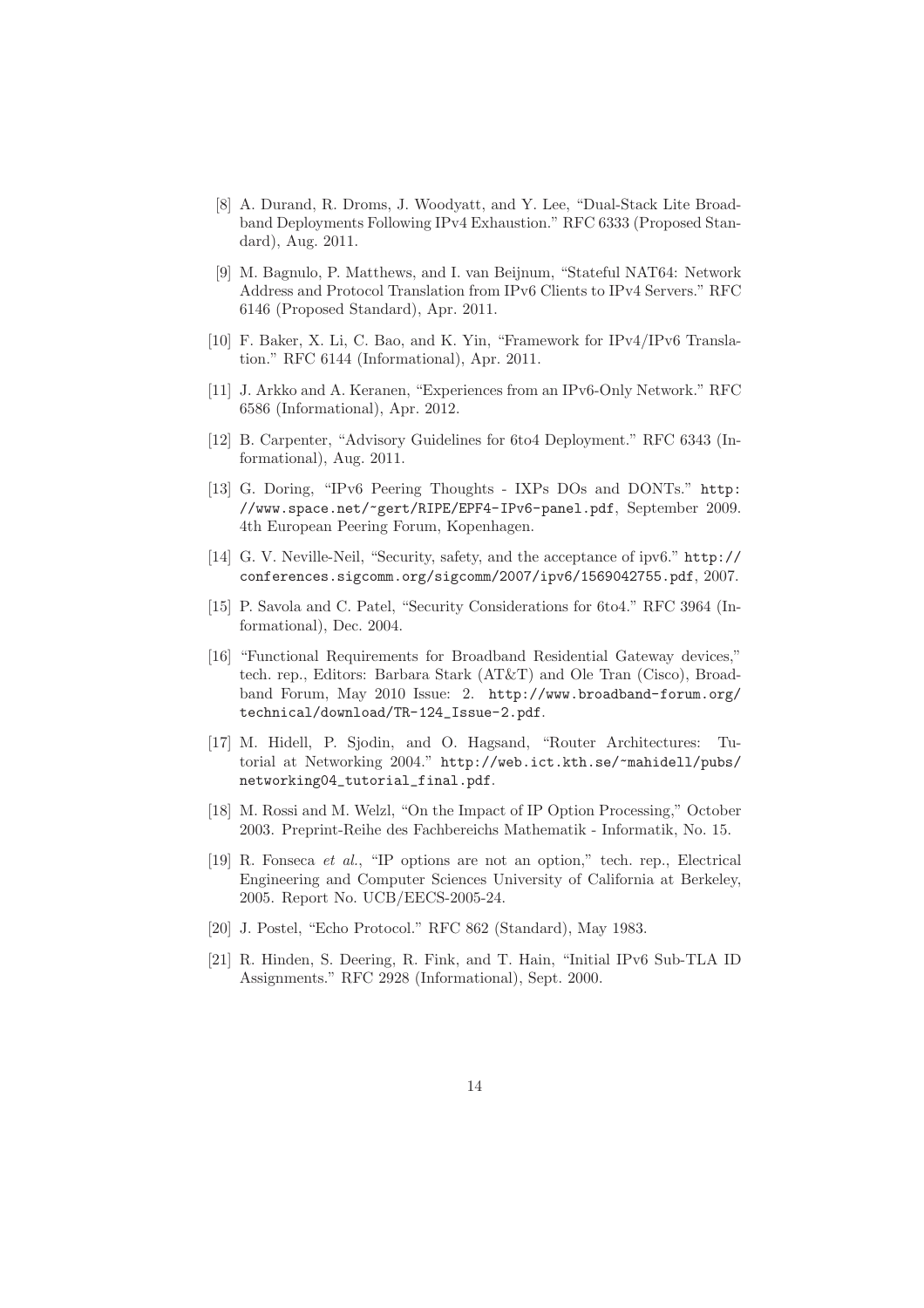[8] A. Durand, R. Droms, J. Woodyatt, and Y. Lee, "Dual-Stack Lite Broadband Deployments Following IPv4 Exhaustion." RFC 6333 (Proposed Standard), Aug. 2011.

[9] M. Bagnulo, P. Matthews, and I. van Beijnum, "Stateful NAT64: Network Address and Protocol Translation from IPv6 Clients to IPv4 Servers." RFC 6146 (Proposed Standard), Apr. 2011.

[10] F. Baker, X. Li, C. Bao, and K. Yin, "Framework for IPv4/IPv6 Translation." RFC 6144 (Informational), Apr. 2011.

[11] J. Arkko and A. Keranen, "Experiences from an IPv6-Only Network." RFC 6586 (Informational), Apr. 2012.

[12] B. Carpenter, "Advisory Guidelines for 6to4 Deployment." RFC 6343 (Informational), Aug. 2011.

[13] G. Doring, "IPv6 Peering Thoughts - IXPs DOs and DONTs." `http://www.space.net/~gert/RIPE/EPF4-IPv6-panel.pdf`, September 2009. 4th European Peering Forum, Kopenhagen.

[14] G. V. Neville-Neil, "Security, safety, and the acceptance of ipv6." `http://conferences.sigcomm.org/sigcomm/2007/ipv6/1569042755.pdf`, 2007.

[15] P. Savola and C. Patel, "Security Considerations for 6to4." RFC 3964 (Informational), Dec. 2004.

[16] "Functional Requirements for Broadband Residential Gateway devices," tech. rep., Editors: Barbara Stark (AT&T) and Ole Tran (Cisco), Broadband Forum, May 2010 Issue: 2. `http://www.broadband-forum.org/technical/download/TR-124_Issue-2.pdf`.

[17] M. Hidell, P. Sjodin, and O. Hagsand, "Router Architectures: Tutorial at Networking 2004." `http://web.ict.kth.se/~mahidell/pubs/networking04_tutorial_final.pdf`.

[18] M. Rossi and M. Welzl, "On the Impact of IP Option Processing," October 2003. Preprint-Reihe des Fachbereichs Mathematik - Informatik, No. 15.

[19] R. Fonseca *et al.*, "IP options are not an option," tech. rep., Electrical Engineering and Computer Sciences University of California at Berkeley, 2005. Report No. UCB/EECS-2005-24.

[20] J. Postel, "Echo Protocol." RFC 862 (Standard), May 1983.

[21] R. Hinden, S. Deering, R. Fink, and T. Hain, "Initial IPv6 Sub-TLA ID Assignments." RFC 2928 (Informational), Sept. 2000.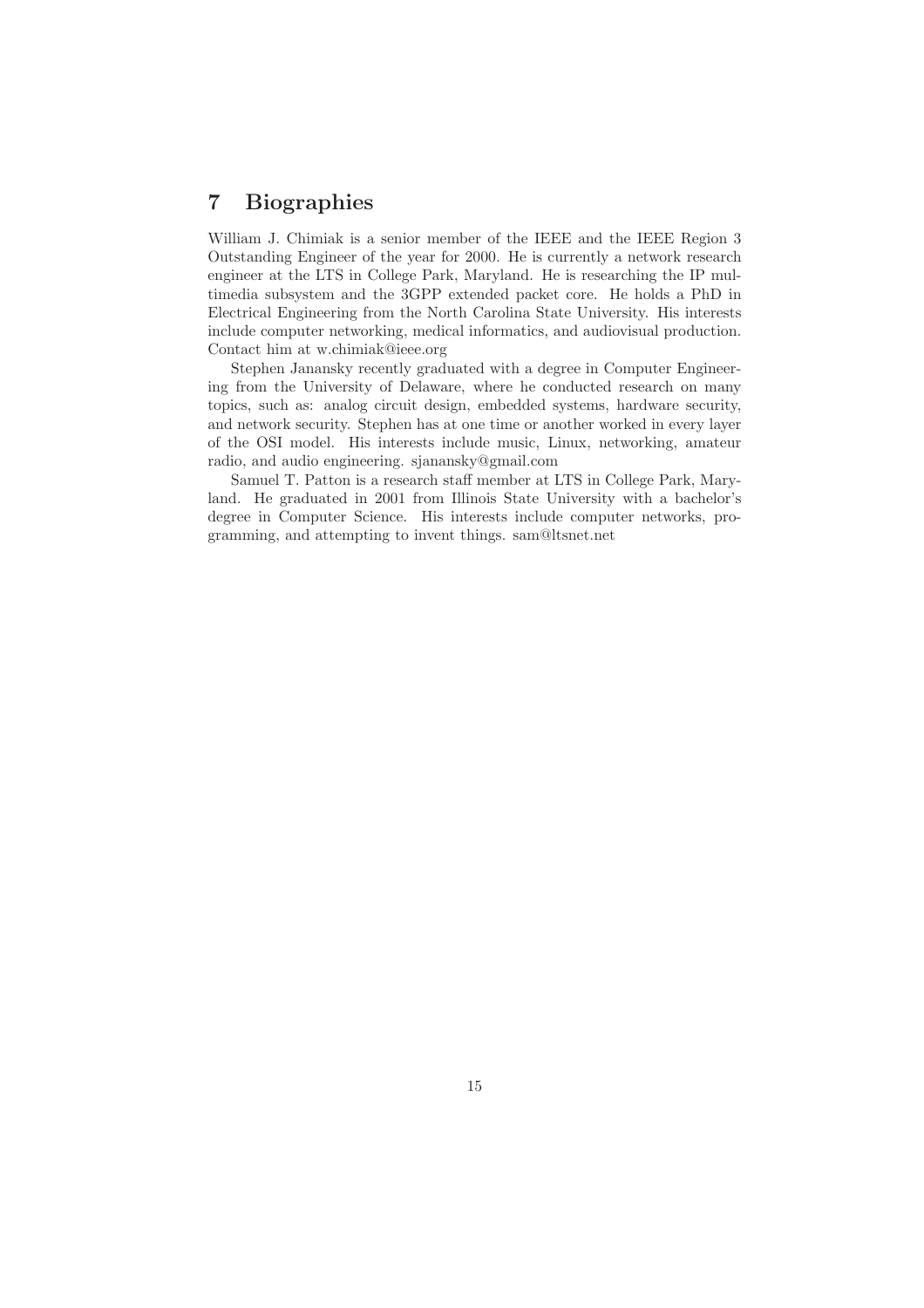## 7 Biographies

William J. Chimiak is a senior member of the IEEE and the IEEE Region 3 Outstanding Engineer of the year for 2000. He is currently a network research engineer at the LTS in College Park, Maryland. He is researching the IP multimedia subsystem and the 3GPP extended packet core. He holds a PhD in Electrical Engineering from the North Carolina State University. His interests include computer networking, medical informatics, and audiovisual production. Contact him at w.chimiak@ieee.org

Stephen Janansky recently graduated with a degree in Computer Engineering from the University of Delaware, where he conducted research on many topics, such as: analog circuit design, embedded systems, hardware security, and network security. Stephen has at one time or another worked in every layer of the OSI model. His interests include music, Linux, networking, amateur radio, and audio engineering. sjanansky@gmail.com

Samuel T. Patton is a research staff member at LTS in College Park, Maryland. He graduated in 2001 from Illinois State University with a bachelor's degree in Computer Science. His interests include computer networks, programming, and attempting to invent things. sam@ltsnet.net